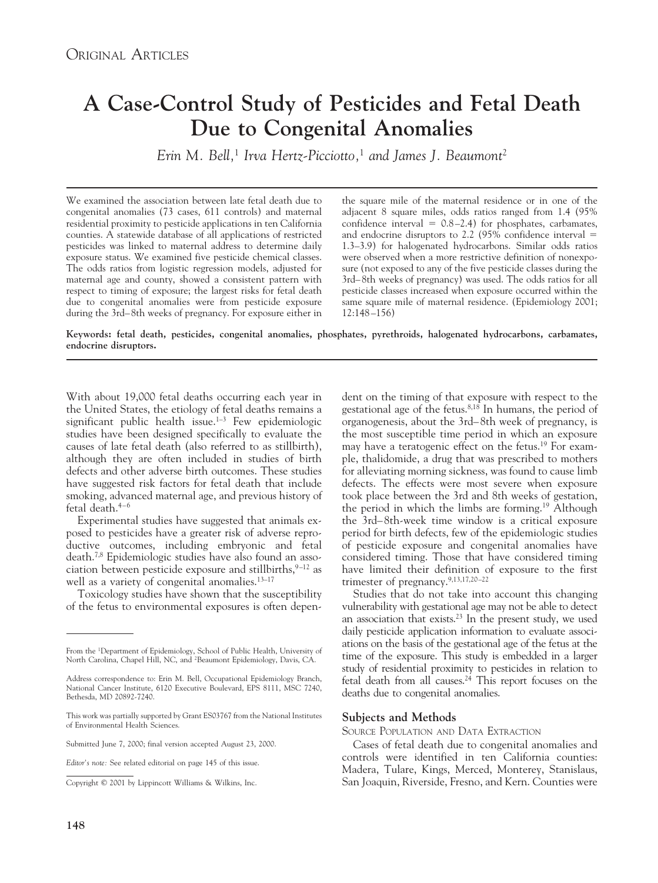ORIGINAL ARTICLES

# A Case-Control Study of Pesticides and Fetal Death Due to Congenital Anomalies

*Erin M. Bell,[1] Irva Hertz-Picciotto,[1] and James J. Beaumont[2]*

We examined the association between late fetal death due to congenital anomalies (73 cases, 611 controls) and maternal residential proximity to pesticide applications in ten California counties. A statewide database of all applications of restricted pesticides was linked to maternal address to determine daily exposure status. We examined five pesticide chemical classes. The odds ratios from logistic regression models, adjusted for maternal age and county, showed a consistent pattern with respect to timing of exposure; the largest risks for fetal death due to congenital anomalies were from pesticide exposure during the 3rd–8th weeks of pregnancy. For exposure either in the square mile of the maternal residence or in one of the adjacent 8 square miles, odds ratios ranged from 1.4 (95% confidence interval = 0.8–2.4) for phosphates, carbamates, and endocrine disruptors to 2.2 (95% confidence interval = 1.3–3.9) for halogenated hydrocarbons. Similar odds ratios were observed when a more restrictive definition of nonexposure (not exposed to any of the five pesticide classes during the 3rd–8th weeks of pregnancy) was used. The odds ratios for all pesticide classes increased when exposure occurred within the same square mile of maternal residence. (Epidemiology 2001; 12:148–156)

**Keywords: fetal death, pesticides, congenital anomalies, phosphates, pyrethroids, halogenated hydrocarbons, carbamates, endocrine disruptors.**

With about 19,000 fetal deaths occurring each year in the United States, the etiology of fetal deaths remains a significant public health issue.[1–3] Few epidemiologic studies have been designed specifically to evaluate the causes of late fetal death (also referred to as stillbirth), although they are often included in studies of birth defects and other adverse birth outcomes. These studies have suggested risk factors for fetal death that include smoking, advanced maternal age, and previous history of fetal death.[4–6]

Experimental studies have suggested that animals exposed to pesticides have a greater risk of adverse reproductive outcomes, including embryonic and fetal death.[7,8] Epidemiologic studies have also found an association between pesticide exposure and stillbirths,[9–12] as well as a variety of congenital anomalies.[13–17]

Toxicology studies have shown that the susceptibility of the fetus to environmental exposures is often dependent on the timing of that exposure with respect to the gestational age of the fetus.[8,18] In humans, the period of organogenesis, about the 3rd–8th week of pregnancy, is the most susceptible time period in which an exposure may have a teratogenic effect on the fetus.[19] For example, thalidomide, a drug that was prescribed to mothers for alleviating morning sickness, was found to cause limb defects. The effects were most severe when exposure took place between the 3rd and 8th weeks of gestation, the period in which the limbs are forming.[19] Although the 3rd–8th-week time window is a critical exposure period for birth defects, few of the epidemiologic studies of pesticide exposure and congenital anomalies have considered timing. Those that have considered timing have limited their definition of exposure to the first trimester of pregnancy.[9,13,17,20–22]

Studies that do not take into account this changing vulnerability with gestational age may not be able to detect an association that exists.[23] In the present study, we used daily pesticide application information to evaluate associations on the basis of the gestational age of the fetus at the time of the exposure. This study is embedded in a larger study of residential proximity to pesticides in relation to fetal death from all causes.[24] This report focuses on the deaths due to congenital anomalies.

## Subjects and Methods

### SOURCE POPULATION AND DATA EXTRACTION

Cases of fetal death due to congenital anomalies and controls were identified in ten California counties: Madera, Tulare, Kings, Merced, Monterey, Stanislaus, San Joaquin, Riverside, Fresno, and Kern. Counties were

---

From the [1]Department of Epidemiology, School of Public Health, University of North Carolina, Chapel Hill, NC, and [2]Beaumont Epidemiology, Davis, CA.

Address correspondence to: Erin M. Bell, Occupational Epidemiology Branch, National Cancer Institute, 6120 Executive Boulevard, EPS 8111, MSC 7240, Bethesda, MD 20892-7240.

This work was partially supported by Grant ES03767 from the National Institutes of Environmental Health Sciences.

Submitted June 7, 2000; final version accepted August 23, 2000.

*Editor's note:* See related editorial on page 145 of this issue.

Copyright © 2001 by Lippincott Williams & Wilkins, Inc.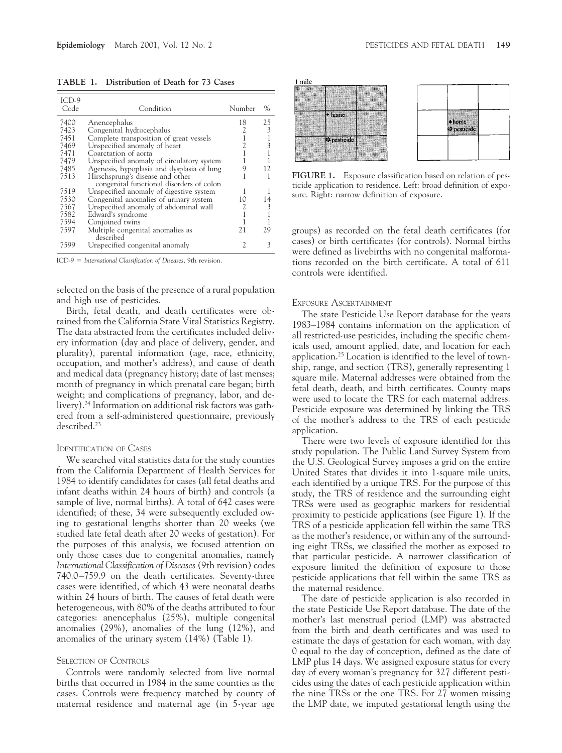**TABLE 1. Distribution of Death for 73 Cases**

| ICD-9 Code | Condition | Number | % |
|---|---|---|---|
| 7400 | Anencephalus | 18 | 25 |
| 7423 | Congenital hydrocephalus | 2 | 3 |
| 7451 | Complete transposition of great vessels | 1 | 1 |
| 7469 | Unspecified anomaly of heart | 2 | 3 |
| 7471 | Coarctation of aorta | 1 | 1 |
| 7479 | Unspecified anomaly of circulatory system | 1 | 1 |
| 7485 | Agenesis, hypoplasia and dysplasia of lung | 9 | 12 |
| 7513 | Hirschsprung's disease and other congenital functional disorders of colon | 1 | 1 |
| 7519 | Unspecified anomaly of digestive system | 1 | 1 |
| 7530 | Congenital anomalies of urinary system | 10 | 14 |
| 7567 | Unspecified anomaly of abdominal wall | 2 | 3 |
| 7582 | Edward's syndrome | 1 | 1 |
| 7594 | Conjoined twins | 1 | 1 |
| 7597 | Multiple congenital anomalies as described | 21 | 29 |
| 7599 | Unspecified congenital anomaly | 2 | 3 |

ICD-9 = *International Classification of Diseases*, 9th revision.

selected on the basis of the presence of a rural population and high use of pesticides.

Birth, fetal death, and death certificates were obtained from the California State Vital Statistics Registry. The data abstracted from the certificates included delivery information (day and place of delivery, gender, and plurality), parental information (age, race, ethnicity, occupation, and mother's address), and cause of death and medical data (pregnancy history; date of last menses; month of pregnancy in which prenatal care began; birth weight; and complications of pregnancy, labor, and delivery).[24] Information on additional risk factors was gathered from a self-administered questionnaire, previously described.[23]

### Identification of Cases

We searched vital statistics data for the study counties from the California Department of Health Services for 1984 to identify candidates for cases (all fetal deaths and infant deaths within 24 hours of birth) and controls (a sample of live, normal births). A total of 642 cases were identified; of these, 34 were subsequently excluded owing to gestational lengths shorter than 20 weeks (we studied late fetal death after 20 weeks of gestation). For the purposes of this analysis, we focused attention on only those cases due to congenital anomalies, namely *International Classification of Diseases* (9th revision) codes 740.0–759.9 on the death certificates. Seventy-three cases were identified, of which 43 were neonatal deaths within 24 hours of birth. The causes of fetal death were heterogeneous, with 80% of the deaths attributed to four categories: anencephalus (25%), multiple congenital anomalies (29%), anomalies of the lung (12%), and anomalies of the urinary system (14%) (Table 1).

### Selection of Controls

Controls were randomly selected from live normal births that occurred in 1984 in the same counties as the cases. Controls were frequency matched by county of maternal residence and maternal age (in 5-year age groups) as recorded on the fetal death certificates (for cases) or birth certificates (for controls). Normal births were defined as livebirths with no congenital malformations recorded on the birth certificate. A total of 611 controls were identified.

FIGURE 1. Exposure classification based on relation of pesticide application to residence. Left: broad definition of exposure. Right: narrow definition of exposure.

### Exposure Ascertainment

The state Pesticide Use Report database for the years 1983–1984 contains information on the application of all restricted-use pesticides, including the specific chemicals used, amount applied, date, and location for each application.[25] Location is identified to the level of township, range, and section (TRS), generally representing 1 square mile. Maternal addresses were obtained from the fetal death, death, and birth certificates. County maps were used to locate the TRS for each maternal address. Pesticide exposure was determined by linking the TRS of the mother's address to the TRS of each pesticide application.

There were two levels of exposure identified for this study population. The Public Land Survey System from the U.S. Geological Survey imposes a grid on the entire United States that divides it into 1-square mile units, each identified by a unique TRS. For the purpose of this study, the TRS of residence and the surrounding eight TRSs were used as geographic markers for residential proximity to pesticide applications (see Figure 1). If the TRS of a pesticide application fell within the same TRS as the mother's residence, or within any of the surrounding eight TRSs, we classified the mother as exposed to that particular pesticide. A narrower classification of exposure limited the definition of exposure to those pesticide applications that fell within the same TRS as the maternal residence.

The date of pesticide application is also recorded in the state Pesticide Use Report database. The date of the mother's last menstrual period (LMP) was abstracted from the birth and death certificates and was used to estimate the days of gestation for each woman, with day 0 equal to the day of conception, defined as the date of LMP plus 14 days. We assigned exposure status for every day of every woman's pregnancy for 327 different pesticides using the dates of each pesticide application within the nine TRSs or the one TRS. For 27 women missing the LMP date, we imputed gestational length using the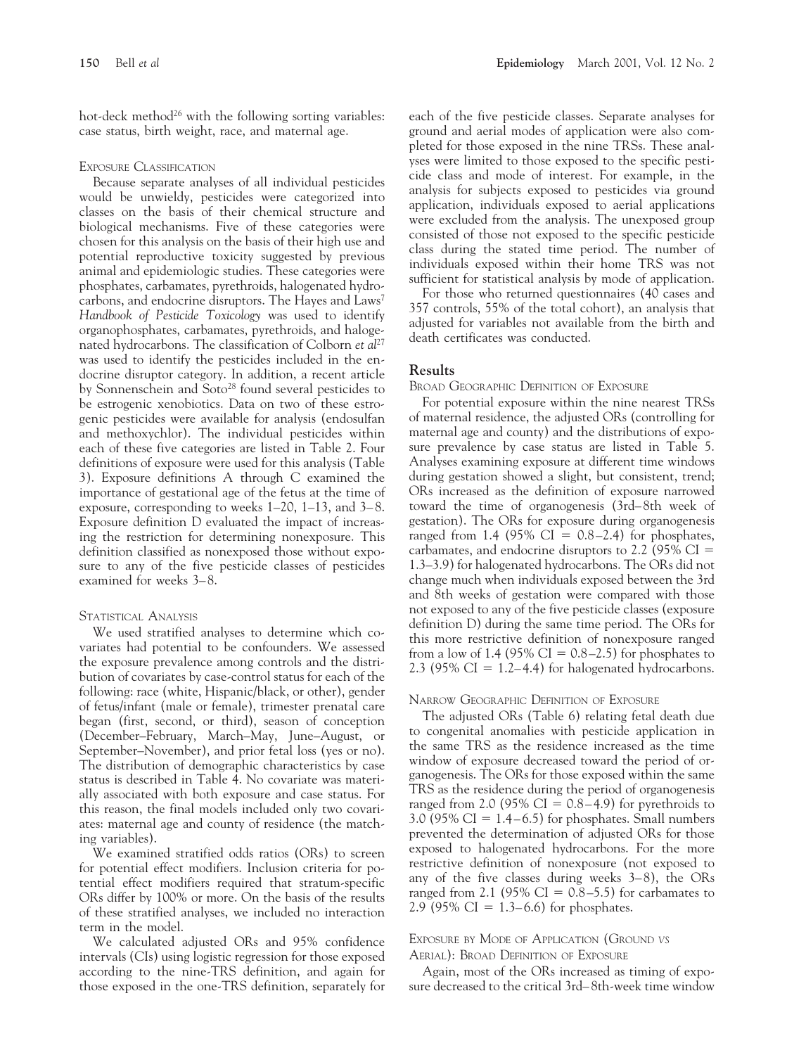hot-deck method[26] with the following sorting variables: case status, birth weight, race, and maternal age.

### Exposure Classification

Because separate analyses of all individual pesticides would be unwieldy, pesticides were categorized into classes on the basis of their chemical structure and biological mechanisms. Five of these categories were chosen for this analysis on the basis of their high use and potential reproductive toxicity suggested by previous animal and epidemiologic studies. These categories were phosphates, carbamates, pyrethroids, halogenated hydrocarbons, and endocrine disruptors. The Hayes and Laws[7] *Handbook of Pesticide Toxicology* was used to identify organophosphates, carbamates, pyrethroids, and halogenated hydrocarbons. The classification of Colborn *et al*[27] was used to identify the pesticides included in the endocrine disruptor category. In addition, a recent article by Sonnenschein and Soto[28] found several pesticides to be estrogenic xenobiotics. Data on two of these estrogenic pesticides were available for analysis (endosulfan and methoxychlor). The individual pesticides within each of these five categories are listed in Table 2. Four definitions of exposure were used for this analysis (Table 3). Exposure definitions A through C examined the importance of gestational age of the fetus at the time of exposure, corresponding to weeks 1–20, 1–13, and 3–8. Exposure definition D evaluated the impact of increasing the restriction for determining nonexposure. This definition classified as nonexposed those without exposure to any of the five pesticide classes of pesticides examined for weeks 3–8.

### Statistical Analysis

We used stratified analyses to determine which covariates had potential to be confounders. We assessed the exposure prevalence among controls and the distribution of covariates by case-control status for each of the following: race (white, Hispanic/black, or other), gender of fetus/infant (male or female), trimester prenatal care began (first, second, or third), season of conception (December–February, March–May, June–August, or September–November), and prior fetal loss (yes or no). The distribution of demographic characteristics by case status is described in Table 4. No covariate was materially associated with both exposure and case status. For this reason, the final models included only two covariates: maternal age and county of residence (the matching variables).

We examined stratified odds ratios (ORs) to screen for potential effect modifiers. Inclusion criteria for potential effect modifiers required that stratum-specific ORs differ by 100% or more. On the basis of the results of these stratified analyses, we included no interaction term in the model.

We calculated adjusted ORs and 95% confidence intervals (CIs) using logistic regression for those exposed according to the nine-TRS definition, and again for those exposed in the one-TRS definition, separately for each of the five pesticide classes. Separate analyses for ground and aerial modes of application were also completed for those exposed in the nine TRSs. These analyses were limited to those exposed to the specific pesticide class and mode of interest. For example, in the analysis for subjects exposed to pesticides via ground application, individuals exposed to aerial applications were excluded from the analysis. The unexposed group consisted of those not exposed to the specific pesticide class during the stated time period. The number of individuals exposed within their home TRS was not sufficient for statistical analysis by mode of application.

For those who returned questionnaires (40 cases and 357 controls, 55% of the total cohort), an analysis that adjusted for variables not available from the birth and death certificates was conducted.

## Results

### Broad Geographic Definition of Exposure

For potential exposure within the nine nearest TRSs of maternal residence, the adjusted ORs (controlling for maternal age and county) and the distributions of exposure prevalence by case status are listed in Table 5. Analyses examining exposure at different time windows during gestation showed a slight, but consistent, trend; ORs increased as the definition of exposure narrowed toward the time of organogenesis (3rd–8th week of gestation). The ORs for exposure during organogenesis ranged from 1.4 (95% CI = 0.8–2.4) for phosphates, carbamates, and endocrine disruptors to 2.2 (95% CI = 1.3–3.9) for halogenated hydrocarbons. The ORs did not change much when individuals exposed between the 3rd and 8th weeks of gestation were compared with those not exposed to any of the five pesticide classes (exposure definition D) during the same time period. The ORs for this more restrictive definition of nonexposure ranged from a low of 1.4 (95% CI = 0.8–2.5) for phosphates to 2.3 (95% CI = 1.2–4.4) for halogenated hydrocarbons.

### Narrow Geographic Definition of Exposure

The adjusted ORs (Table 6) relating fetal death due to congenital anomalies with pesticide application in the same TRS as the residence increased as the time window of exposure decreased toward the period of organogenesis. The ORs for those exposed within the same TRS as the residence during the period of organogenesis ranged from 2.0 (95% CI = 0.8–4.9) for pyrethroids to 3.0 (95% CI = 1.4–6.5) for phosphates. Small numbers prevented the determination of adjusted ORs for those exposed to halogenated hydrocarbons. For the more restrictive definition of nonexposure (not exposed to any of the five classes during weeks 3–8), the ORs ranged from 2.1 (95% CI = 0.8–5.5) for carbamates to 2.9 (95% CI = 1.3–6.6) for phosphates.

### Exposure by Mode of Application (Ground *vs* Aerial): Broad Definition of Exposure

Again, most of the ORs increased as timing of exposure decreased to the critical 3rd–8th-week time window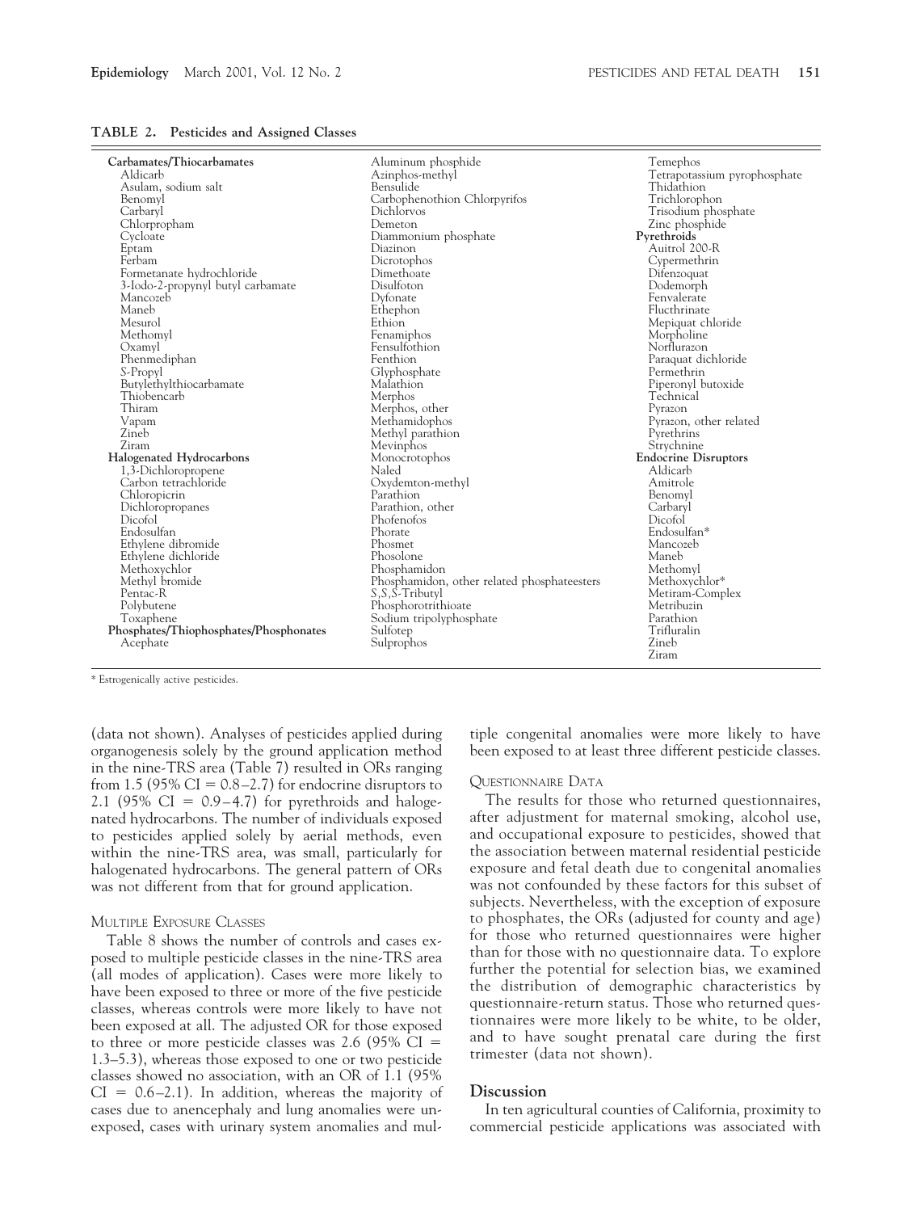**TABLE 2. Pesticides and Assigned Classes**

| | | |
|---|---|---|
| **Carbamates/Thiocarbamates** | Aluminum phosphide | Temephos |
| Aldicarb | Azinphos-methyl | Tetrapotassium pyrophosphate |
| Asulam, sodium salt | Bensulide | Thidathion |
| Benomyl | Carbophenothion Chlorpyrifos | Trichlorophon |
| Carbaryl | Dichlorvos | Trisodium phosphate |
| Chlorpropham | Demeton | Zinc phosphide |
| Cycloate | Diammonium phosphate | **Pyrethroids** |
| Eptam | Diazinon | Auitrol 200-R |
| Ferbam | Dicrotophos | Cypermethrin |
| Formetanate hydrochloride | Dimethoate | Difenzoquat |
| 3-Iodo-2-propynyl butyl carbamate | Disulfoton | Dodemorph |
| Mancozeb | Dyfonate | Fenvalerate |
| Maneb | Ethephon | Flucthrinate |
| Mesurol | Ethion | Mepiquat chloride |
| Methomyl | Fenamiphos | Morpholine |
| Oxamyl | Fensulfothion | Norflurazon |
| Phenmediphan | Fenthion | Paraquat dichloride |
| S-Propyl | Glyphosphate | Permethrin |
| Butylethylthiocarbamate | Malathion | Piperonyl butoxide |
| Thiobencarb | Merphos | Technical |
| Thiram | Merphos, other | Pyrazon |
| Vapam | Methamidophos | Pyrazon, other related |
| Zineb | Methyl parathion | Pyrethrins |
| Ziram | Mevinphos | Strychnine |
| **Halogenated Hydrocarbons** | Monocrotophos | **Endocrine Disruptors** |
| 1,3-Dichloropropene | Naled | Aldicarb |
| Carbon tetrachloride | Oxydemton-methyl | Amitrole |
| Chloropicrin | Parathion | Benomyl |
| Dichloropropanes | Parathion, other | Carbaryl |
| Dicofol | Phofenofos | Dicofol |
| Endosulfan | Phorate | Endosulfan* |
| Ethylene dibromide | Phosmet | Mancozeb |
| Ethylene dichloride | Phosolone | Maneb |
| Methoxychlor | Phosphamidon | Methomyl |
| Methyl bromide | Phosphamidon, other related phosphateesters | Methoxychlor* |
| Pentac-R | S,S,S-Tributyl | Metiram-Complex |
| Polybutene | Phosphorotrithioate | Metribuzin |
| Toxaphene | Sodium tripolyphosphate | Parathion |
| **Phosphates/Thiophosphates/Phosphonates** | Sulfotep | Trifluralin |
| Acephate | Sulprophos | Zineb |
| | | Ziram |

* Estrogenically active pesticides.

(data not shown). Analyses of pesticides applied during organogenesis solely by the ground application method in the nine-TRS area (Table 7) resulted in ORs ranging from 1.5 (95% CI = 0.8–2.7) for endocrine disruptors to 2.1 (95% CI = 0.9–4.7) for pyrethroids and halogenated hydrocarbons. The number of individuals exposed to pesticides applied solely by aerial methods, even within the nine-TRS area, was small, particularly for halogenated hydrocarbons. The general pattern of ORs was not different from that for ground application.

### Multiple Exposure Classes

Table 8 shows the number of controls and cases exposed to multiple pesticide classes in the nine-TRS area (all modes of application). Cases were more likely to have been exposed to three or more of the five pesticide classes, whereas controls were more likely to have not been exposed at all. The adjusted OR for those exposed to three or more pesticide classes was 2.6 (95% CI = 1.3–5.3), whereas those exposed to one or two pesticide classes showed no association, with an OR of 1.1 (95% CI = 0.6–2.1). In addition, whereas the majority of cases due to anencephaly and lung anomalies were unexposed, cases with urinary system anomalies and multiple congenital anomalies were more likely to have been exposed to at least three different pesticide classes.

### Questionnaire Data

The results for those who returned questionnaires, after adjustment for maternal smoking, alcohol use, and occupational exposure to pesticides, showed that the association between maternal residential pesticide exposure and fetal death due to congenital anomalies was not confounded by these factors for this subset of subjects. Nevertheless, with the exception of exposure to phosphates, the ORs (adjusted for county and age) for those who returned questionnaires were higher than for those with no questionnaire data. To explore further the potential for selection bias, we examined the distribution of demographic characteristics by questionnaire-return status. Those who returned questionnaires were more likely to be white, to be older, and to have sought prenatal care during the first trimester (data not shown).

## Discussion

In ten agricultural counties of California, proximity to commercial pesticide applications was associated with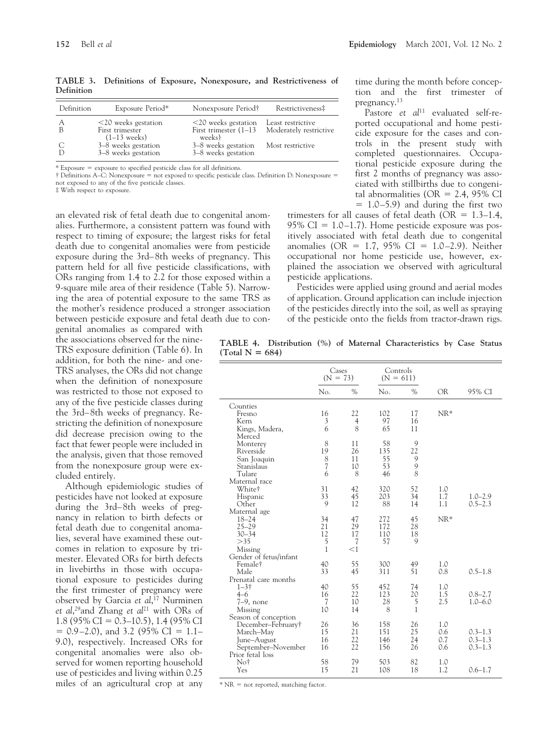**TABLE 3. Definitions of Exposure, Nonexposure, and Restrictiveness of Definition**

| Definition | Exposure Period* | Nonexposure Period† | Restrictiveness‡ |
|---|---|---|---|
| A | <20 weeks gestation | <20 weeks gestation | Least restrictive |
| B | First trimester (1–13 weeks) | First trimester (1–13 weeks) | Moderately restrictive |
| C | 3–8 weeks gestation | 3–8 weeks gestation | Most restrictive |
| D | 3–8 weeks gestation | 3–8 weeks gestation | |

\* Exposure = exposure to specified pesticide class for all definitions.

† Definitions A–C: Nonexposure = not exposed to specific pesticide class. Definition D: Nonexposure = not exposed to any of the five pesticide classes.

‡ With respect to exposure.

an elevated risk of fetal death due to congenital anomalies. Furthermore, a consistent pattern was found with respect to timing of exposure; the largest risks for fetal death due to congenital anomalies were from pesticide exposure during the 3rd–8th weeks of pregnancy. This pattern held for all five pesticide classifications, with ORs ranging from 1.4 to 2.2 for those exposed within a 9-square mile area of their residence (Table 5). Narrowing the area of potential exposure to the same TRS as the mother's residence produced a stronger association between pesticide exposure and fetal death due to congenital anomalies as compared with the associations observed for the nine-TRS exposure definition (Table 6). In addition, for both the nine- and one-TRS analyses, the ORs did not change when the definition of nonexposure was restricted to those not exposed to any of the five pesticide classes during the 3rd–8th weeks of pregnancy. Restricting the definition of nonexposure did decrease precision owing to the fact that fewer people were included in the analysis, given that those removed from the nonexposure group were excluded entirely.

Although epidemiologic studies of pesticides have not looked at exposure during the 3rd–8th weeks of pregnancy in relation to birth defects or fetal death due to congenital anomalies, several have examined these outcomes in relation to exposure by trimester. Elevated ORs for birth defects in livebirths in those with occupational exposure to pesticides during the first trimester of pregnancy were observed by Garcia *et al*,[17] Nurminen *et al*,[29] and Zhang *et al*[21] with ORs of 1.8 (95% CI = 0.3–10.5), 1.4 (95% CI = 0.9–2.0), and 3.2 (95% CI = 1.1–9.0), respectively. Increased ORs for congenital anomalies were also observed for women reporting household use of pesticides and living within 0.25 miles of an agricultural crop at any time during the month before conception and the first trimester of pregnancy.[13]

Pastore *et al*[11] evaluated self-reported occupational and home pesticide exposure for the cases and controls in the present study with completed questionnaires. Occupational pesticide exposure during the first 2 months of pregnancy was associated with stillbirths due to congenital abnormalities (OR = 2.4, 95% CI = 1.0–5.9) and during the first two trimesters for all causes of fetal death (OR = 1.3–1.4, 95% CI = 1.0–1.7). Home pesticide exposure was positively associated with fetal death due to congenital anomalies (OR = 1.7, 95% CI = 1.0–2.9). Neither occupational nor home pesticide use, however, explained the association we observed with agricultural pesticide applications.

Pesticides were applied using ground and aerial modes of application. Ground application can include injection of the pesticides directly into the soil, as well as spraying of the pesticide onto the fields from tractor-drawn rigs.

**TABLE 4. Distribution (%) of Maternal Characteristics by Case Status (Total N = 684)**

| | Cases (N = 73) | | Controls (N = 611) | | | |
|---|---|---|---|---|---|---|
| | No. | % | No. | % | OR | 95% CI |
| Counties | | | | | | |
| Fresno | 16 | 22 | 102 | 17 | NR* | |
| Kern | 3 | 4 | 97 | 16 | | |
| Kings, Madera, Merced | 6 | 8 | 65 | 11 | | |
| Monterey | 8 | 11 | 58 | 9 | | |
| Riverside | 19 | 26 | 135 | 22 | | |
| San Joaquin | 8 | 11 | 55 | 9 | | |
| Stanislaus | 7 | 10 | 53 | 9 | | |
| Tulare | 6 | 8 | 46 | 8 | | |
| Maternal race | | | | | | |
| White† | 31 | 42 | 320 | 52 | 1.0 | |
| Hispanic | 33 | 45 | 203 | 34 | 1.7 | 1.0–2.9 |
| Other | 9 | 12 | 88 | 14 | 1.1 | 0.5–2.3 |
| Maternal age | | | | | | |
| 18–24 | 34 | 47 | 272 | 45 | NR* | |
| 25–29 | 21 | 29 | 172 | 28 | | |
| 30–34 | 12 | 17 | 110 | 18 | | |
| >35 | 5 | 7 | 57 | 9 | | |
| Missing | 1 | <1 | | | | |
| Gender of fetus/infant | | | | | | |
| Female† | 40 | 55 | 300 | 49 | 1.0 | |
| Male | 33 | 45 | 311 | 51 | 0.8 | 0.5–1.8 |
| Prenatal care months | | | | | | |
| 1–3† | 40 | 55 | 452 | 74 | 1.0 | |
| 4–6 | 16 | 22 | 123 | 20 | 1.5 | 0.8–2.7 |
| 7–9, none | 7 | 10 | 28 | 5 | 2.5 | 1.0–6.0 |
| Missing | 10 | 14 | 8 | 1 | | |
| Season of conception | | | | | | |
| December–February† | 26 | 36 | 158 | 26 | 1.0 | |
| March–May | 15 | 21 | 151 | 25 | 0.6 | 0.3–1.3 |
| June–August | 16 | 22 | 146 | 24 | 0.7 | 0.3–1.3 |
| September–November | 16 | 22 | 156 | 26 | 0.6 | 0.3–1.3 |
| Prior fetal loss | | | | | | |
| No† | 58 | 79 | 503 | 82 | 1.0 | |
| Yes | 15 | 21 | 108 | 18 | 1.2 | 0.6–1.7 |

\* NR = not reported, matching factor.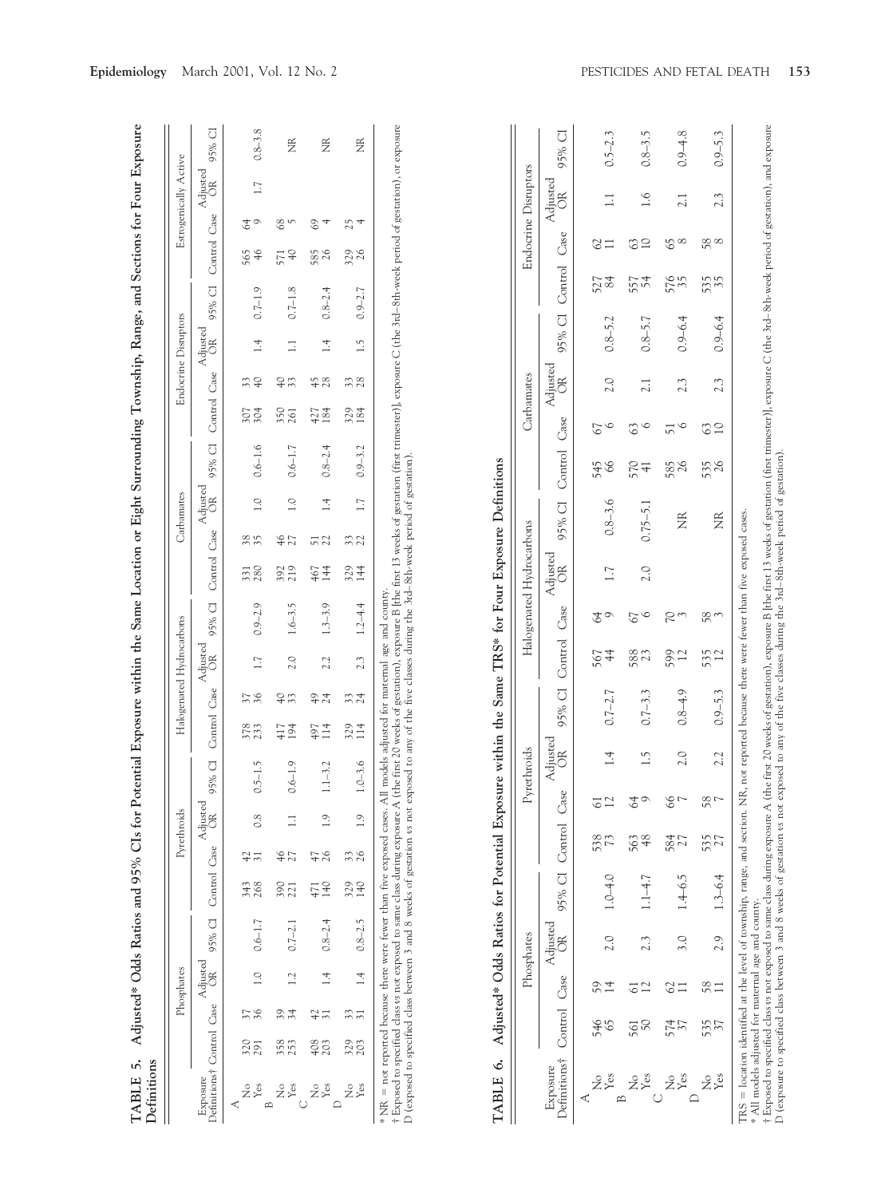**TABLE 5. Adjusted* Odds Ratios and 95% CIs for Potential Exposure within the Same Location or Eight Surrounding Township, Range, and Sections for Four Exposure Definitions**

| Exposure Definitions† | Phosphates | | | | Pyrethroids | | | | Halogenated Hydrocarbons | | | | Carbamates | | | | Endocrine Disruptors | | | | Estrogenically Active | | | |
|---|---|---|---|---|---|---|---|---|---|---|---|---|---|---|---|---|---|---|---|---|---|---|---|---|
| | Control | Case | Adjusted OR | 95% CI | Control | Case | Adjusted OR | 95% CI | Control | Case | Adjusted OR | 95% CI | Control | Case | Adjusted OR | 95% CI | Control | Case | Adjusted OR | 95% CI | Control | Case | Adjusted OR | 95% CI |
| A | | | | | | | | | | | | | | | | | | | | | | | | |
| No | 320 | 37 | | | 343 | 42 | | | 378 | 37 | | | 331 | 38 | | | 307 | 33 | | | 565 | 64 | | |
| Yes | 291 | 36 | 1.0 | 0.6–1.7 | 268 | 31 | 0.8 | 0.5–1.5 | 233 | 36 | 1.7 | 0.9–2.9 | 280 | 35 | 1.0 | 0.6–1.6 | 304 | 40 | 1.4 | 0.7–1.9 | 46 | 9 | 1.7 | 0.8–3.8 |
| B | | | | | | | | | | | | | | | | | | | | | | | | |
| No | 358 | 39 | | | 390 | 46 | | | 417 | 40 | | | 392 | 46 | | | 350 | 40 | | | 571 | 68 | | |
| Yes | 253 | 34 | 1.2 | 0.7–2.1 | 221 | 27 | 1.1 | 0.6–1.9 | 194 | 33 | 2.0 | 1.6–3.5 | 219 | 27 | 1.0 | 0.6–1.7 | 261 | 33 | 1.1 | 0.7–1.8 | 40 | 5 | | NR |
| C | | | | | | | | | | | | | | | | | | | | | | | | |
| No | 408 | 42 | | | 471 | 47 | | | 497 | 49 | | | 467 | 51 | | | 427 | 45 | | | 585 | 69 | | |
| Yes | 203 | 31 | 1.4 | 0.8–2.4 | 140 | 26 | 1.9 | 1.1–3.2 | 114 | 24 | 2.2 | 1.3–3.9 | 144 | 22 | 1.4 | 0.8–2.4 | 184 | 28 | 1.4 | 0.8–2.4 | 26 | 4 | | NR |
| D | | | | | | | | | | | | | | | | | | | | | | | | |
| No | 329 | 33 | | | 329 | 33 | | | 329 | 33 | | | 329 | 33 | | | 329 | 33 | | | 329 | 25 | | |
| Yes | 203 | 31 | 1.4 | 0.8–2.5 | 140 | 26 | 1.9 | 1.0–3.6 | 114 | 24 | 2.3 | 1.2–4.4 | 144 | 22 | 1.7 | 0.9–3.2 | 184 | 28 | 1.5 | 0.9–2.7 | 26 | 4 | | NR |

* NR = not reported because there were fewer than five exposed cases. All models adjusted for maternal age and county.

† Exposed to specified class *vs* not exposed to same class during exposure A (the first 20 weeks of gestation), exposure B [the first 13 weeks of gestation (first trimester)], exposure C (the 3rd–8th-week period of gestation), or exposure D (exposed to specified class between 3 and 8 weeks of gestation *vs* not exposed to any of the five classes during the 3rd–8th-week period of gestation).

**TABLE 6. Adjusted* Odds Ratios for Potential Exposure within the Same TRS* for Four Exposure Definitions**

| Exposure Definitions† | Phosphates | | | | Pyrethroids | | | | Halogenated Hydrocarbons | | | | Carbamates | | | | Endocrine Disruptors | | | |
|---|---|---|---|---|---|---|---|---|---|---|---|---|---|---|---|---|---|---|---|---|
| | Control | Case | Adjusted OR | 95% CI | Control | Case | Adjusted OR | 95% CI | Control | Case | Adjusted OR | 95% CI | Control | Case | Adjusted OR | 95% CI | Control | Case | Adjusted OR | 95% CI |
| A | | | | | | | | | | | | | | | | | | | | |
| No | 546 | 59 | | | 538 | 61 | | | 567 | 64 | | | 545 | 67 | | | 527 | 62 | | |
| Yes | 65 | 14 | 2.0 | 1.0–4.0 | 73 | 12 | 1.4 | 0.7–2.7 | 44 | 9 | 1.7 | 0.8–3.6 | 66 | 6 | 2.0 | 0.8–5.2 | 84 | 11 | 1.1 | 0.5–2.3 |
| B | | | | | | | | | | | | | | | | | | | | |
| No | 561 | 61 | | | 563 | 64 | | | 588 | 67 | | | 570 | 63 | | | 557 | 63 | | |
| Yes | 50 | 12 | 2.3 | 1.1–4.7 | 48 | 9 | 1.5 | 0.7–3.3 | 23 | 6 | 2.0 | 0.75–5.1 | 41 | 6 | 2.1 | 0.8–5.7 | 54 | 10 | 1.6 | 0.8–3.5 |
| C | | | | | | | | | | | | | | | | | | | | |
| No | 574 | 62 | | | 584 | 66 | | | 599 | 70 | | | 585 | 51 | | | 576 | 65 | | |
| Yes | 37 | 11 | 3.0 | 1.4–6.5 | 27 | 7 | 2.0 | 0.8–4.9 | 12 | 3 | | NR | 26 | 6 | 2.3 | 0.9–6.4 | 35 | 8 | 2.1 | 0.9–4.8 |
| D | | | | | | | | | | | | | | | | | | | | |
| No | 535 | 58 | | | 535 | 58 | | | 535 | 58 | | | 535 | 63 | | | 535 | 58 | | |
| Yes | 37 | 11 | 2.9 | 1.3–6.4 | 27 | 7 | 2.2 | 0.9–5.3 | 12 | 3 | | NR | 26 | 10 | 2.3 | 0.9–6.4 | 35 | 8 | 2.3 | 0.9–5.3 |

TRS = location identified at the level of township, range, and section. NR, not reported because there were fewer than five exposed cases.

* All models adjusted for maternal age and county.

† Exposed to specified class *vs* not exposed to same class during exposure A (the first 20 weeks of gestation), exposure B [the first 13 weeks of gestation (first trimester)], exposure C (the 3rd–8th-week period of gestation), and exposure D (exposure to specified class between 3 and 8 weeks of gestation *vs* not exposed to any of the five classes during the 3rd–8th-week period of gestation).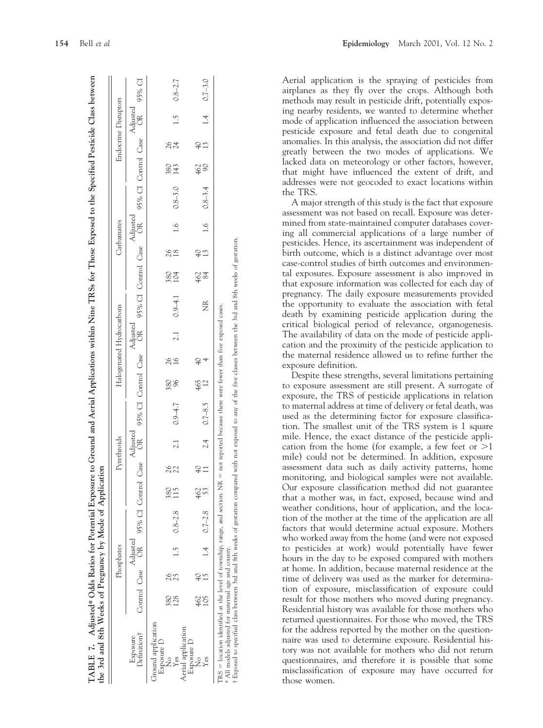**TABLE 7. Adjusted* Odds Ratios for Potential Exposure to Ground and Aerial Applications within Nine TRSs for Those Exposed to the Specified Pesticide Class between the 3rd and 8th Weeks of Pregnancy by Mode of Application**

| Exposure Definition† | Phosphates | | | | Pyrethroids | | | | Halogenated Hydrocarbons | | | | Carbamates | | | | Endocrine Disruptors | | | |
|---|---|---|---|---|---|---|---|---|---|---|---|---|---|---|---|---|---|---|---|---|
| | Control | Case | Adjusted OR | 95% CI | Control | Case | Adjusted OR | 95% CI | Control | Case | Adjusted OR | 95% CI | Control | Case | Adjusted OR | 95% CI | Control | Case | Adjusted OR | 95% CI |
| Ground application | | | | | | | | | | | | | | | | | | | | |
| Exposure D | | | | | | | | | | | | | | | | | | | | |
| No | 380 | 26 | | | 380 | 26 | | | 380 | 26 | | | 380 | 26 | | | 380 | 26 | | |
| Yes | 128 | 25 | 1.5 | 0.8–2.8 | 115 | 22 | 2.1 | 0.9–4.7 | 96 | 16 | 2.1 | 0.9–4.1 | 104 | 18 | 1.6 | 0.8–3.0 | 143 | 24 | 1.5 | 0.8–2.7 |
| Aerial application | | | | | | | | | | | | | | | | | | | | |
| Exposure D | | | | | | | | | | | | | | | | | | | | |
| No | 462 | 40 | | | 462 | 40 | | | 465 | 40 | | | 462 | 40 | | | 462 | 40 | | |
| Yes | 105 | 15 | 1.4 | 0.7–2.8 | 53 | 11 | 2.4 | 0.7–8.5 | 12 | 4 | | NR | 84 | 13 | 1.6 | 0.8–3.4 | 90 | 13 | 1.4 | 0.7–3.0 |

TRS = location identified at the level of township, range, and section. NR = not reported because there were fewer than five exposed cases.
* All models adjusted for maternal age and county.
† Exposed to specified class between 3rd and 8th weeks of gestation compared with not exposed to any of the five classes between the 3rd and 8th weeks of gestation.

Aerial application is the spraying of pesticides from airplanes as they fly over the crops. Although both methods may result in pesticide drift, potentially exposing nearby residents, we wanted to determine whether mode of application influenced the association between pesticide exposure and fetal death due to congenital anomalies. In this analysis, the association did not differ greatly between the two modes of applications. We lacked data on meteorology or other factors, however, that might have influenced the extent of drift, and addresses were not geocoded to exact locations within the TRS.

A major strength of this study is the fact that exposure assessment was not based on recall. Exposure was determined from state-maintained computer databases covering all commercial applications of a large number of pesticides. Hence, its ascertainment was independent of birth outcome, which is a distinct advantage over most case-control studies of birth outcomes and environmental exposures. Exposure assessment is also improved in that exposure information was collected for each day of pregnancy. The daily exposure measurements provided the opportunity to evaluate the association with fetal death by examining pesticide application during the critical biological period of relevance, organogenesis. The availability of data on the mode of pesticide application and the proximity of the pesticide application to the maternal residence allowed us to refine further the exposure definition.

Despite these strengths, several limitations pertaining to exposure assessment are still present. A surrogate of exposure, the TRS of pesticide applications in relation to maternal address at time of delivery or fetal death, was used as the determining factor for exposure classification. The smallest unit of the TRS system is 1 square mile. Hence, the exact distance of the pesticide application from the home (for example, a few feet or >1 mile) could not be determined. In addition, exposure assessment data such as daily activity patterns, home monitoring, and biological samples were not available. Our exposure classification method did not guarantee that a mother was, in fact, exposed, because wind and weather conditions, hour of application, and the location of the mother at the time of the application are all factors that would determine actual exposure. Mothers who worked away from the home (and were not exposed to pesticides at work) would potentially have fewer hours in the day to be exposed compared with mothers at home. In addition, because maternal residence at the time of delivery was used as the marker for determination of exposure, misclassification of exposure could result for those mothers who moved during pregnancy. Residential history was available for those mothers who returned questionnaires. For those who moved, the TRS for the address reported by the mother on the questionnaire was used to determine exposure. Residential history was not available for mothers who did not return questionnaires, and therefore it is possible that some misclassification of exposure may have occurred for those women.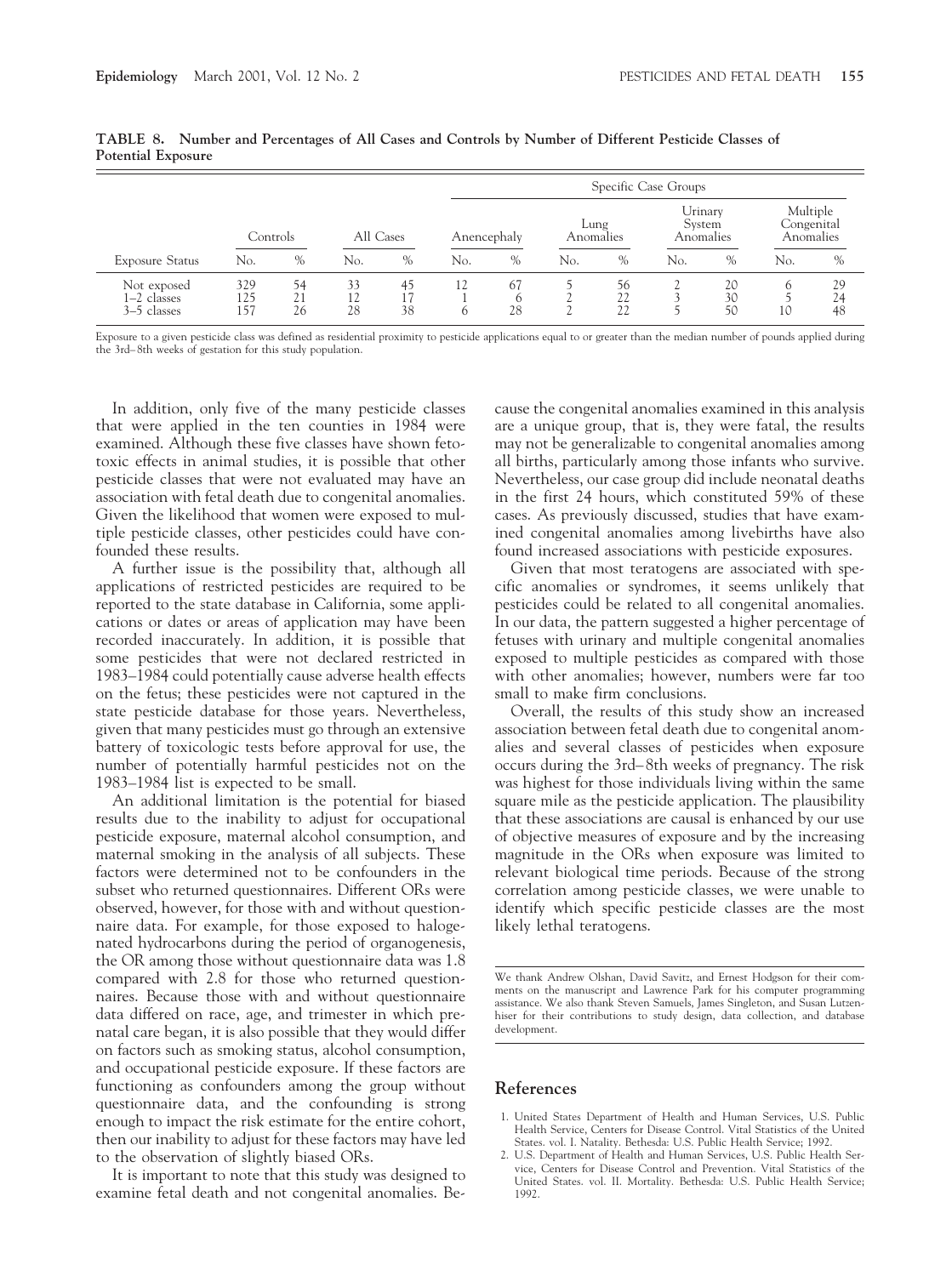**TABLE 8. Number and Percentages of All Cases and Controls by Number of Different Pesticide Classes of Potential Exposure**

| | Controls | | All Cases | | Specific Case Groups | | | | | | | |
|---|---|---|---|---|---|---|---|---|---|---|---|---|
| | | | | | Anencephaly | | Lung Anomalies | | Urinary System Anomalies | | Multiple Congenital Anomalies | |
| Exposure Status | No. | % | No. | % | No. | % | No. | % | No. | % | No. | % |
| Not exposed | 329 | 54 | 33 | 45 | 12 | 67 | 5 | 56 | 2 | 20 | 6 | 29 |
| 1–2 classes | 125 | 21 | 12 | 17 | 1 | 6 | 2 | 22 | 3 | 30 | 5 | 24 |
| 3–5 classes | 157 | 26 | 28 | 38 | 6 | 28 | 2 | 22 | 5 | 50 | 10 | 48 |

Exposure to a given pesticide class was defined as residential proximity to pesticide applications equal to or greater than the median number of pounds applied during the 3rd–8th weeks of gestation for this study population.

In addition, only five of the many pesticide classes that were applied in the ten counties in 1984 were examined. Although these five classes have shown fetotoxic effects in animal studies, it is possible that other pesticide classes that were not evaluated may have an association with fetal death due to congenital anomalies. Given the likelihood that women were exposed to multiple pesticide classes, other pesticides could have confounded these results.

A further issue is the possibility that, although all applications of restricted pesticides are required to be reported to the state database in California, some applications or dates or areas of application may have been recorded inaccurately. In addition, it is possible that some pesticides that were not declared restricted in 1983–1984 could potentially cause adverse health effects on the fetus; these pesticides were not captured in the state pesticide database for those years. Nevertheless, given that many pesticides must go through an extensive battery of toxicologic tests before approval for use, the number of potentially harmful pesticides not on the 1983–1984 list is expected to be small.

An additional limitation is the potential for biased results due to the inability to adjust for occupational pesticide exposure, maternal alcohol consumption, and maternal smoking in the analysis of all subjects. These factors were determined not to be confounders in the subset who returned questionnaires. Different ORs were observed, however, for those with and without questionnaire data. For example, for those exposed to halogenated hydrocarbons during the period of organogenesis, the OR among those without questionnaire data was 1.8 compared with 2.8 for those who returned questionnaires. Because those with and without questionnaire data differed on race, age, and trimester in which prenatal care began, it is also possible that they would differ on factors such as smoking status, alcohol consumption, and occupational pesticide exposure. If these factors are functioning as confounders among the group without questionnaire data, and the confounding is strong enough to impact the risk estimate for the entire cohort, then our inability to adjust for these factors may have led to the observation of slightly biased ORs.

It is important to note that this study was designed to examine fetal death and not congenital anomalies. Because the congenital anomalies examined in this analysis are a unique group, that is, they were fatal, the results may not be generalizable to congenital anomalies among all births, particularly among those infants who survive. Nevertheless, our case group did include neonatal deaths in the first 24 hours, which constituted 59% of these cases. As previously discussed, studies that have examined congenital anomalies among livebirths have also found increased associations with pesticide exposures.

Given that most teratogens are associated with specific anomalies or syndromes, it seems unlikely that pesticides could be related to all congenital anomalies. In our data, the pattern suggested a higher percentage of fetuses with urinary and multiple congenital anomalies exposed to multiple pesticides as compared with those with other anomalies; however, numbers were far too small to make firm conclusions.

Overall, the results of this study show an increased association between fetal death due to congenital anomalies and several classes of pesticides when exposure occurs during the 3rd–8th weeks of pregnancy. The risk was highest for those individuals living within the same square mile as the pesticide application. The plausibility that these associations are causal is enhanced by our use of objective measures of exposure and by the increasing magnitude in the ORs when exposure was limited to relevant biological time periods. Because of the strong correlation among pesticide classes, we were unable to identify which specific pesticide classes are the most likely lethal teratogens.

We thank Andrew Olshan, David Savitz, and Ernest Hodgson for their comments on the manuscript and Lawrence Park for his computer programming assistance. We also thank Steven Samuels, James Singleton, and Susan Lutzenhiser for their contributions to study design, data collection, and database development.

## References

1. United States Department of Health and Human Services, U.S. Public Health Service, Centers for Disease Control. Vital Statistics of the United States. vol. I. Natality. Bethesda: U.S. Public Health Service; 1992.
2. U.S. Department of Health and Human Services, U.S. Public Health Service, Centers for Disease Control and Prevention. Vital Statistics of the United States. vol. II. Mortality. Bethesda: U.S. Public Health Service; 1992.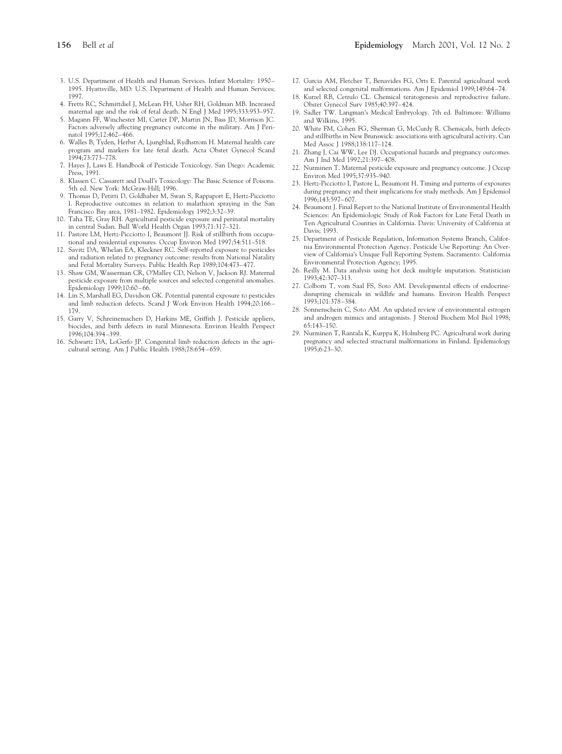3. U.S. Department of Health and Human Services. Infant Mortality: 1950–1995. Hyattsville, MD: U.S. Department of Health and Human Services; 1997.
4. Fretts RC, Schmittdiel J, McLean FH, Usher RH, Goldman MB. Increased maternal age and the risk of fetal death. N Engl J Med 1995;333:953–957.
5. Magann FF, Winchester MI, Carter DP, Martin JN, Bass JD, Morrison JC. Factors adversely affecting pregnancy outcome in the military. Am J Perinatol 1995;12:462–466.
6. Walles B, Tyden, Herbst A, Ljungblad, Rydhstrom H. Maternal health care program and markers for late fetal death. Acta Obstet Gynecol Scand 1994;73:773–778.
7. Hayes J, Laws E. Handbook of Pesticide Toxicology. San Diego: Academic Press, 1991.
8. Klassen C. Cassarett and Doull's Toxicology: The Basic Science of Poisons. 5th ed. New York: McGraw-Hill; 1996.
9. Thomas D, Petitti D, Goldhaber M, Swan S, Rappaport E, Hertz-Picciotto I. Reproductive outcomes in relation to malathion spraying in the San Francisco Bay area, 1981–1982. Epidemiology 1992;3:32–39.
10. Taha TE, Gray RH. Agricultural pesticide exposure and perinatal mortality in central Sudan. Bull World Health Organ 1993;71:317–321.
11. Pastore LM, Hertz-Picciotto I, Beaumont JJ. Risk of stillbirth from occupational and residential exposures. Occup Environ Med 1997;54:511–518.
12. Savitz DA, Whelan EA, Kleckner RC. Self-reported exposure to pesticides and radiation related to pregnancy outcome: results from National Natality and Fetal Mortality Surveys. Public Health Rep 1989;104:473–477.
13. Shaw GM, Wasserman CR, O'Malley CD, Nelson V, Jackson RJ. Maternal pesticide exposure from multiple sources and selected congenital anomalies. Epidemiology 1999;10:60–66.
14. Lin S, Marshall EG, Davidson GK. Potential parental exposure to pesticides and limb reduction defects. Scand J Work Environ Health 1994;20:166–179.
15. Garry V, Schreinemachers D, Harkins ME, Griffith J. Pesticide appliers, biocides, and birth defects in rural Minnesota. Environ Health Perspect 1996;104:394–399.
16. Schwartz DA, LoGerfo JP. Congenital limb reduction defects in the agricultural setting. Am J Public Health 1988;78:654–659.
17. Garcia AM, Fletcher T, Benavides FG, Orts E. Parental agricultural work and selected congenital malformations. Am J Epidemiol 1999;149:64–74.
18. Kurzel RB, Cetrulo CL. Chemical teratogenesis and reproductive failure. Obstet Gynecol Surv 1985;40:397–424.
19. Sadler TW. Langman's Medical Embryology. 7th ed. Baltimore: Williams and Wilkins, 1995.
20. White FM, Cohen FG, Sherman G, McCurdy R. Chemicals, birth defects and stillbirths in New Brunswick: associations with agricultural activity. Can Med Assoc J 1988;138:117–124.
21. Zhang J, Cai WW, Lee DJ. Occupational hazards and pregnancy outcomes. Am J Ind Med 1992;21:397–408.
22. Nurminen T. Maternal pesticide exposure and pregnancy outcome. J Occup Environ Med 1995;37:935–940.
23. Hertz-Picciotto I, Pastore L, Beaumont H. Timing and patterns of exposures during pregnancy and their implications for study methods. Am J Epidemiol 1996;143:597–607.
24. Beaumont J. Final Report to the National Institute of Environmental Health Sciences: An Epidemiologic Study of Risk Factors for Late Fetal Death in Ten Agricultural Counties in California. Davis: University of California at Davis; 1993.
25. Department of Pesticide Regulation, Information Systems Branch, California Environmental Protection Agency. Pesticide Use Reporting: An Overview of California's Unique Full Reporting System. Sacramento: California Environmental Protection Agency; 1995.
26. Reilly M. Data analysis using hot deck multiple imputation. Statistician 1993;42:307–313.
27. Colborn T, vom Saal FS, Soto AM. Developmental effects of endocrine-disrupting chemicals in wildlife and humans. Environ Health Perspect 1993;101:378–384.
28. Sonnenschein C, Soto AM. An updated review of environmental estrogen and androgen mimics and antagonists. J Steroid Biochem Mol Biol 1998;65:143–150.
29. Nurminen T, Rantala K, Kurppa K, Holmberg PC. Agricultural work during pregnancy and selected structural malformations in Finland. Epidemiology 1995;6:23–30.